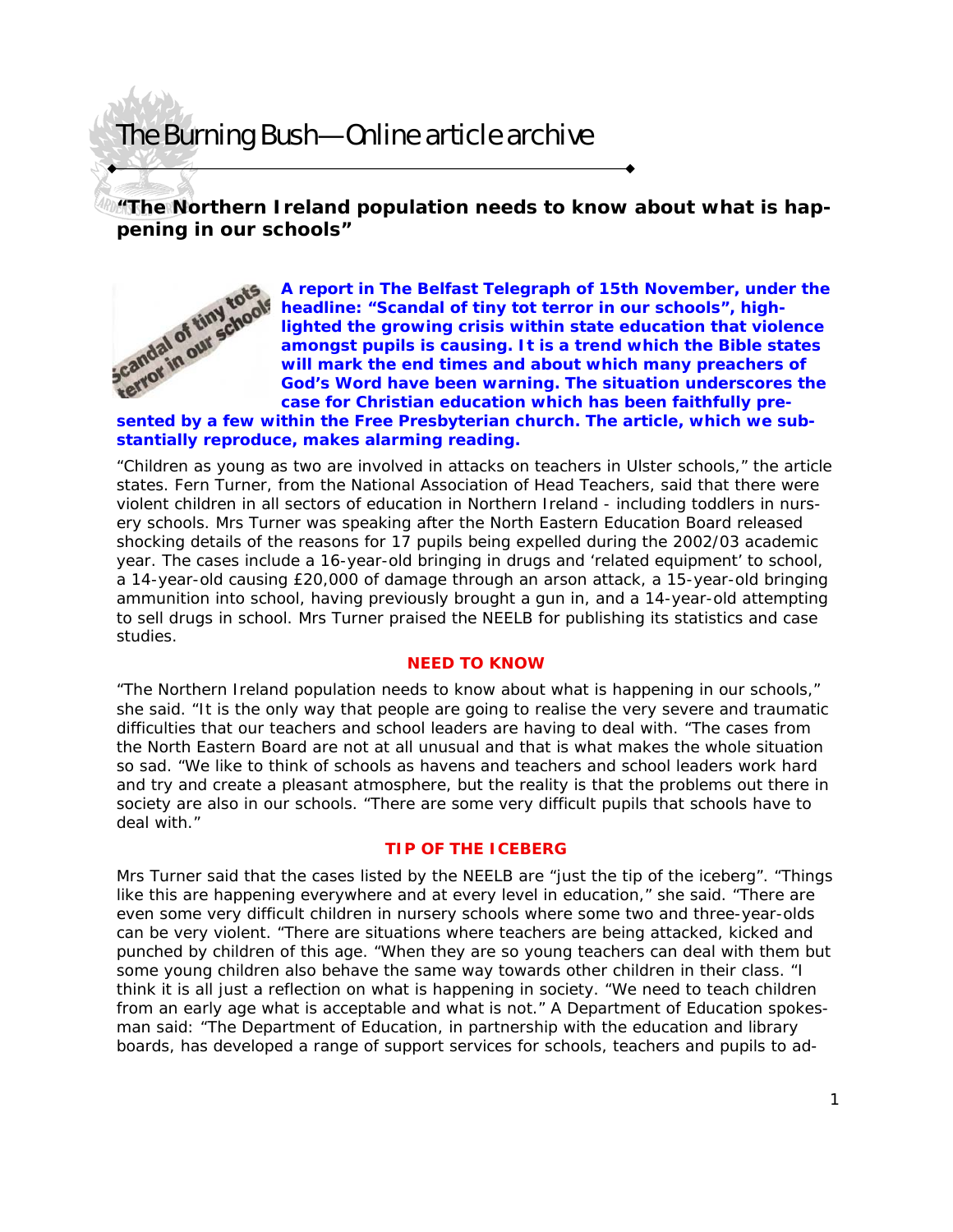# The Burning Bush—Online article archive

## "The Northern Ireland population needs to know about what is happening in our schools"

**A report in The Belfast Telegraph of 15th November, under the headline: "Scandal of tiny tot terror in our schools", highlighted the growing crisis within state education that violence amongst pupils is causing. It is a trend which the Bible states will mark the end times and about which many preachers of God's Word have been warning. The situation underscores the case for Christian education which has been faithfully presented by a few within the Free Presbyterian church. The article, which we substantially reproduce, makes alarming reading.**

"Children as young as two are involved in attacks on teachers in Ulster schools," the article states. Fern Turner, from the National Association of Head Teachers, said that there were violent children in all sectors of education in Northern Ireland - including toddlers in nursery schools. Mrs Turner was speaking after the North Eastern Education Board released shocking details of the reasons for 17 pupils being expelled during the 2002/03 academic year. The cases include a 16-year-old bringing in drugs and 'related equipment' to school, a 14-year-old causing £20,000 of damage through an arson attack, a 15-year-old bringing ammunition into school, having previously brought a gun in, and a 14-year-old attempting to sell drugs in school. Mrs Turner praised the NEELB for publishing its statistics and case studies.

### NEED TO KNOW

"The Northern Ireland population needs to know about what is happening in our schools," she said. "It is the only way that people are going to realise the very severe and traumatic difficulties that our teachers and school leaders are having to deal with. "The cases from the North Eastern Board are not at all unusual and that is what makes the whole situation so sad. "We like to think of schools as havens and teachers and school leaders work hard and try and create a pleasant atmosphere, but the reality is that the problems out there in society are also in our schools. "There are some very difficult pupils that schools have to deal with."

### TIP OF THE ICEBERG

Mrs Turner said that the cases listed by the NEELB are "just the tip of the iceberg". "Things like this are happening everywhere and at every level in education," she said. "There are even some very difficult children in nursery schools where some two and three-year-olds can be very violent. "There are situations where teachers are being attacked, kicked and punched by children of this age. "When they are so young teachers can deal with them but some young children also behave the same way towards other children in their class. "I think it is all just a reflection on what is happening in society. "We need to teach children from an early age what is acceptable and what is not." A Department of Education spokesman said: "The Department of Education, in partnership with the education and library boards, has developed a range of support services for schools, teachers and pupils to ad-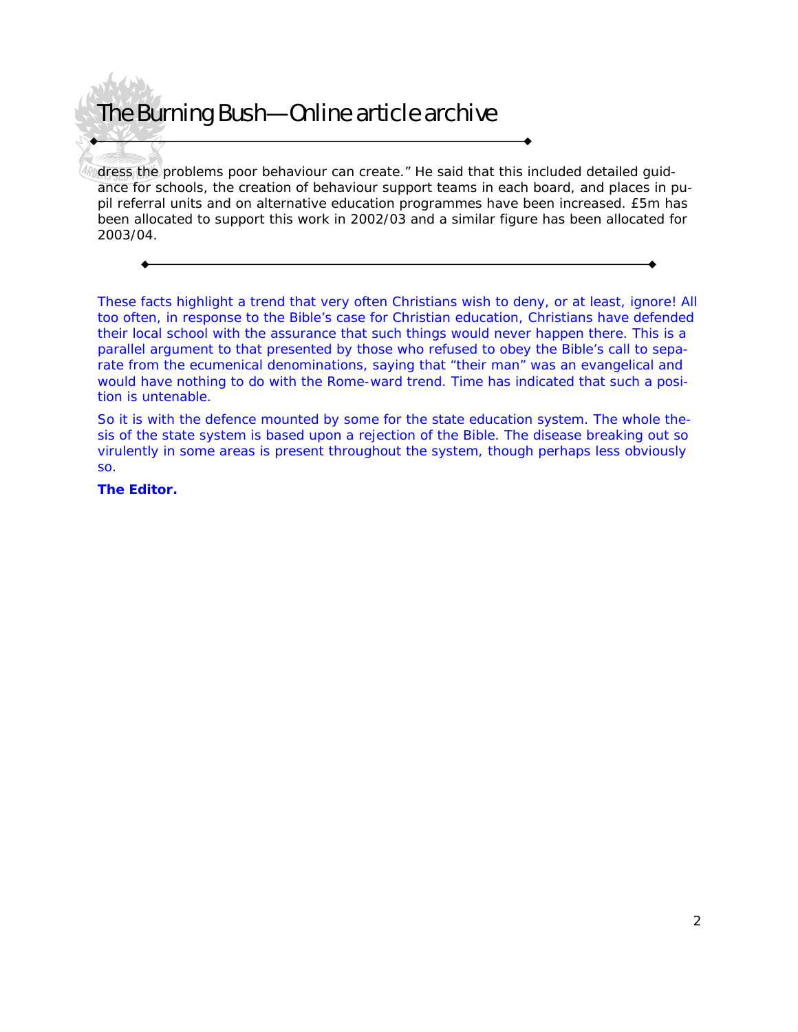dress the problems poor behaviour can create." He said that this included detailed guidance for schools, the creation of behaviour support teams in each board, and places in pupil referral units and on alternative education programmes have been increased. £5m has been allocated to support this work in 2002/03 and a similar figure has been allocated for 2003/04.

---

These facts highlight a trend that very often Christians wish to deny, or at least, ignore! All too often, in response to the Bible's case for Christian education, Christians have defended their local school with the assurance that such things would never happen there. This is a parallel argument to that presented by those who refused to obey the Bible's call to separate from the ecumenical denominations, saying that "their man" was an evangelical and would have nothing to do with the Rome-ward trend. Time has indicated that such a position is untenable.

So it is with the defence mounted by some for the state education system. The whole thesis of the state system is based upon a rejection of the Bible. The disease breaking out so virulently in some areas is present throughout the system, though perhaps less obviously so.

**The Editor.**